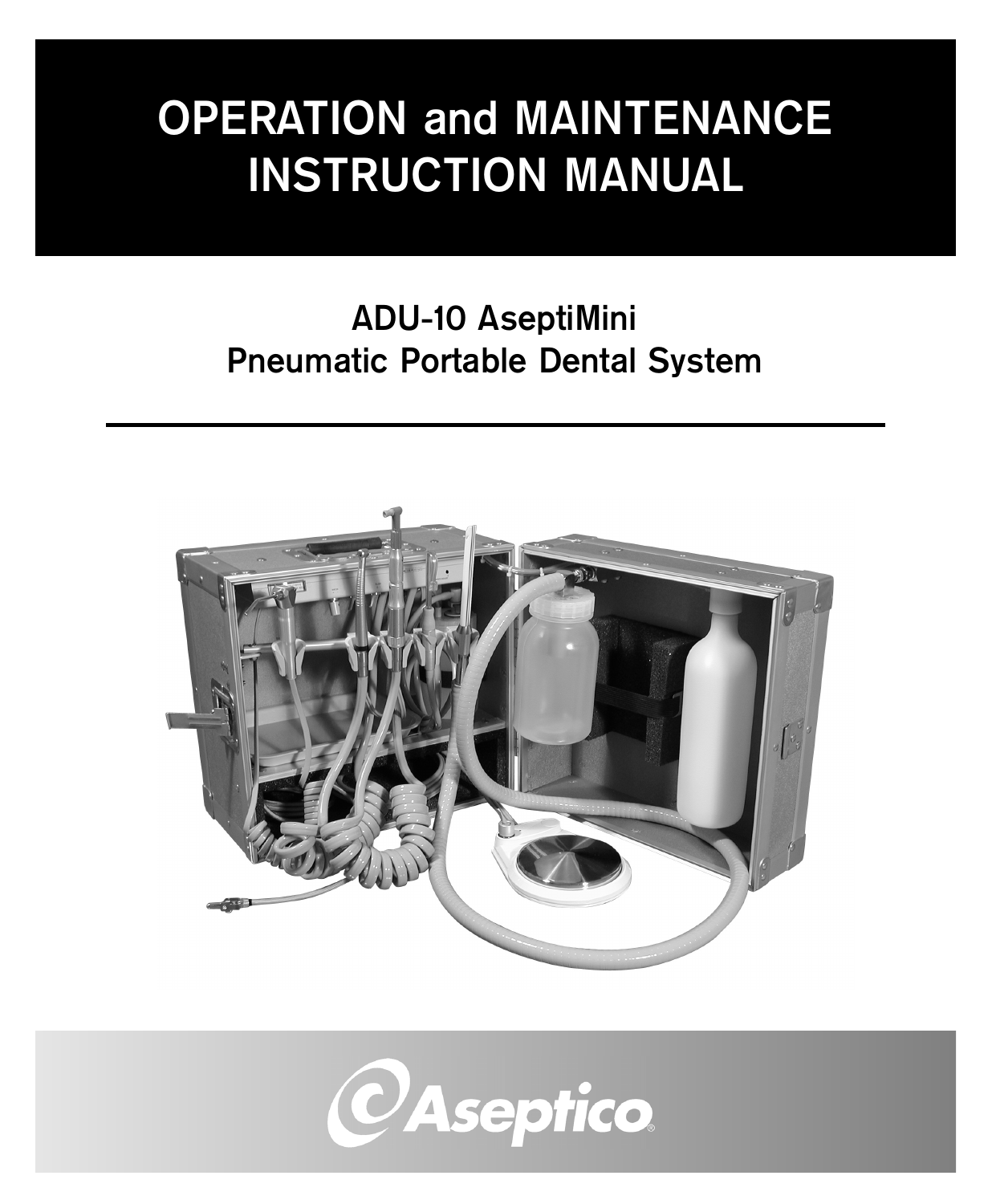# OPERATION and MAINTENANCE INSTRUCTION MANUAL

## ADU-10 AseptiMini
## Pneumatic Portable Dental System

Aseptico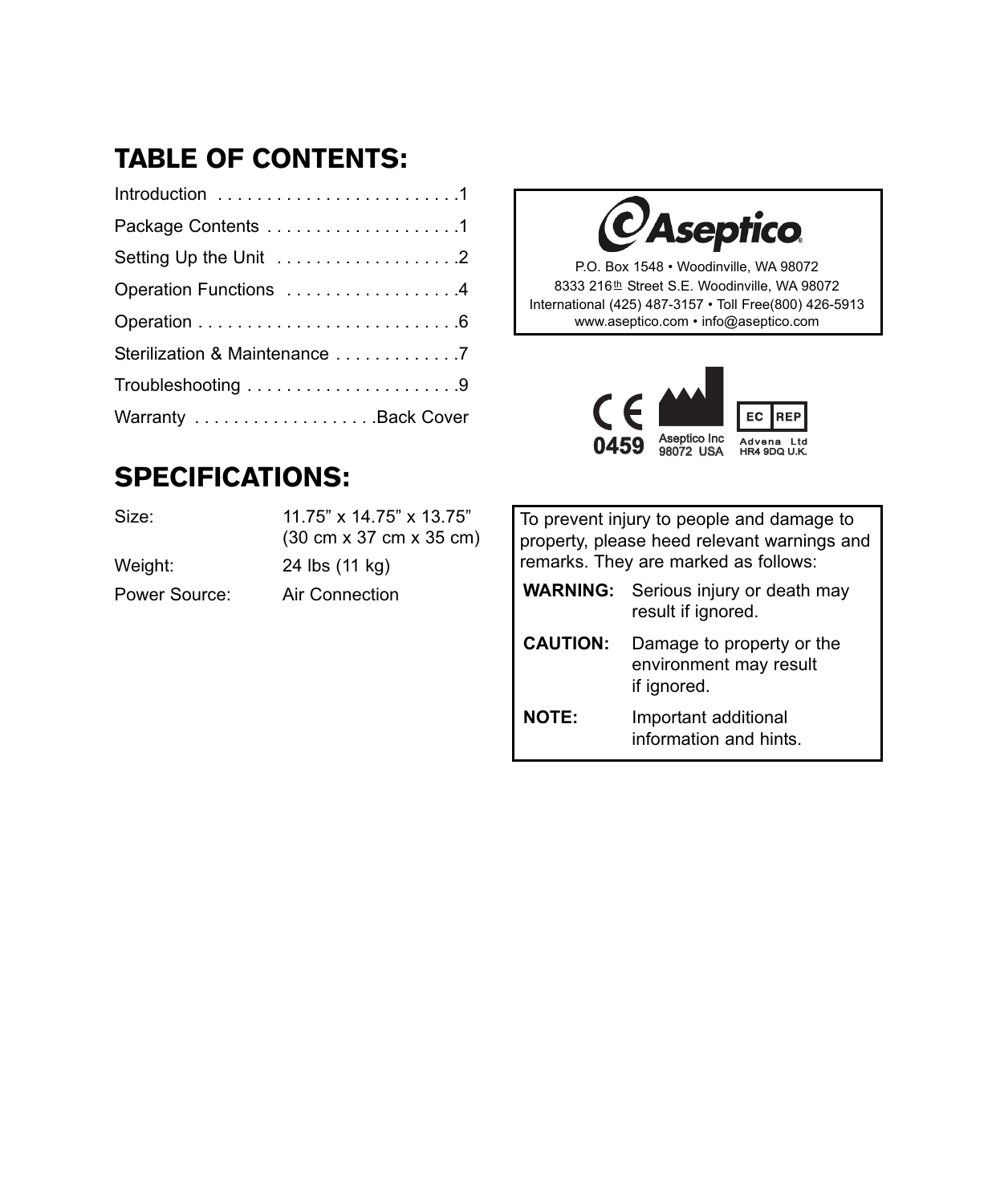## TABLE OF CONTENTS:

| | |
|---|---|
| Introduction | 1 |
| Package Contents | 1 |
| Setting Up the Unit | 2 |
| Operation Functions | 4 |
| Operation | 6 |
| Sterilization & Maintenance | 7 |
| Troubleshooting | 9 |
| Warranty | Back Cover |

## SPECIFICATIONS:

| | |
|---|---|
| Size: | 11.75" x 14.75" x 13.75" (30 cm x 37 cm x 35 cm) |
| Weight: | 24 lbs (11 kg) |
| Power Source: | Air Connection |

**Aseptico**

P.O. Box 1548 • Woodinville, WA 98072
8333 216th Street S.E. Woodinville, WA 98072
International (425) 487-3157 • Toll Free(800) 426-5913
www.aseptico.com • info@aseptico.com

CE 0459 Aseptico Inc 98072 USA EC REP Advena Ltd HR4 9DQ U.K.

To prevent injury to people and damage to property, please heed relevant warnings and remarks. They are marked as follows:

| | |
|---|---|
| **WARNING:** | Serious injury or death may result if ignored. |
| **CAUTION:** | Damage to property or the environment may result if ignored. |
| **NOTE:** | Important additional information and hints. |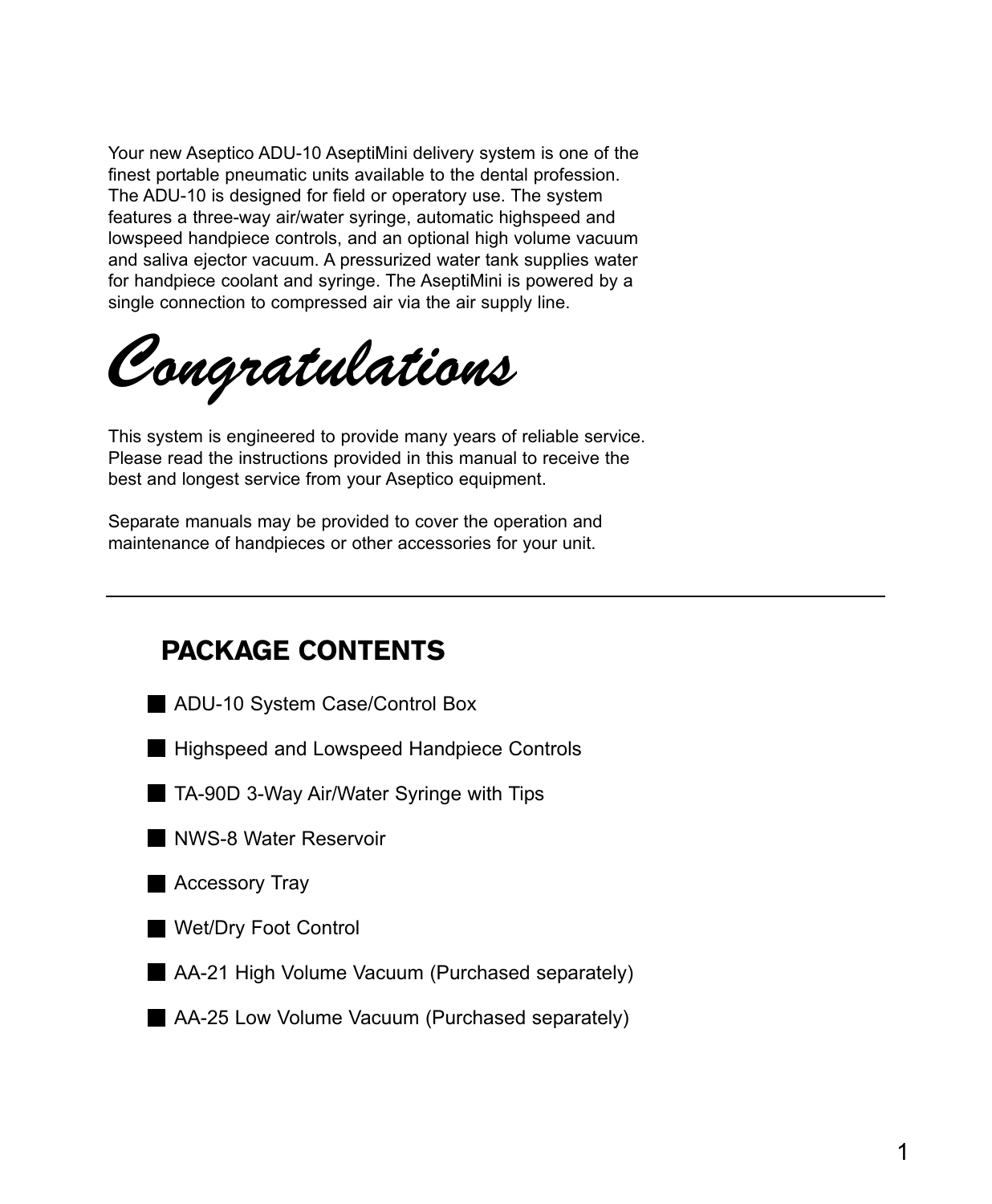Your new Aseptico ADU-10 AseptiMini delivery system is one of the finest portable pneumatic units available to the dental profession. The ADU-10 is designed for field or operatory use. The system features a three-way air/water syringe, automatic highspeed and lowspeed handpiece controls, and an optional high volume vacuum and saliva ejector vacuum. A pressurized water tank supplies water for handpiece coolant and syringe. The AseptiMini is powered by a single connection to compressed air via the air supply line.

# *Congratulations*

This system is engineered to provide many years of reliable service. Please read the instructions provided in this manual to receive the best and longest service from your Aseptico equipment.

Separate manuals may be provided to cover the operation and maintenance of handpieces or other accessories for your unit.

---

## PACKAGE CONTENTS

- ADU-10 System Case/Control Box
- Highspeed and Lowspeed Handpiece Controls
- TA-90D 3-Way Air/Water Syringe with Tips
- NWS-8 Water Reservoir
- Accessory Tray
- Wet/Dry Foot Control
- AA-21 High Volume Vacuum (Purchased separately)
- AA-25 Low Volume Vacuum (Purchased separately)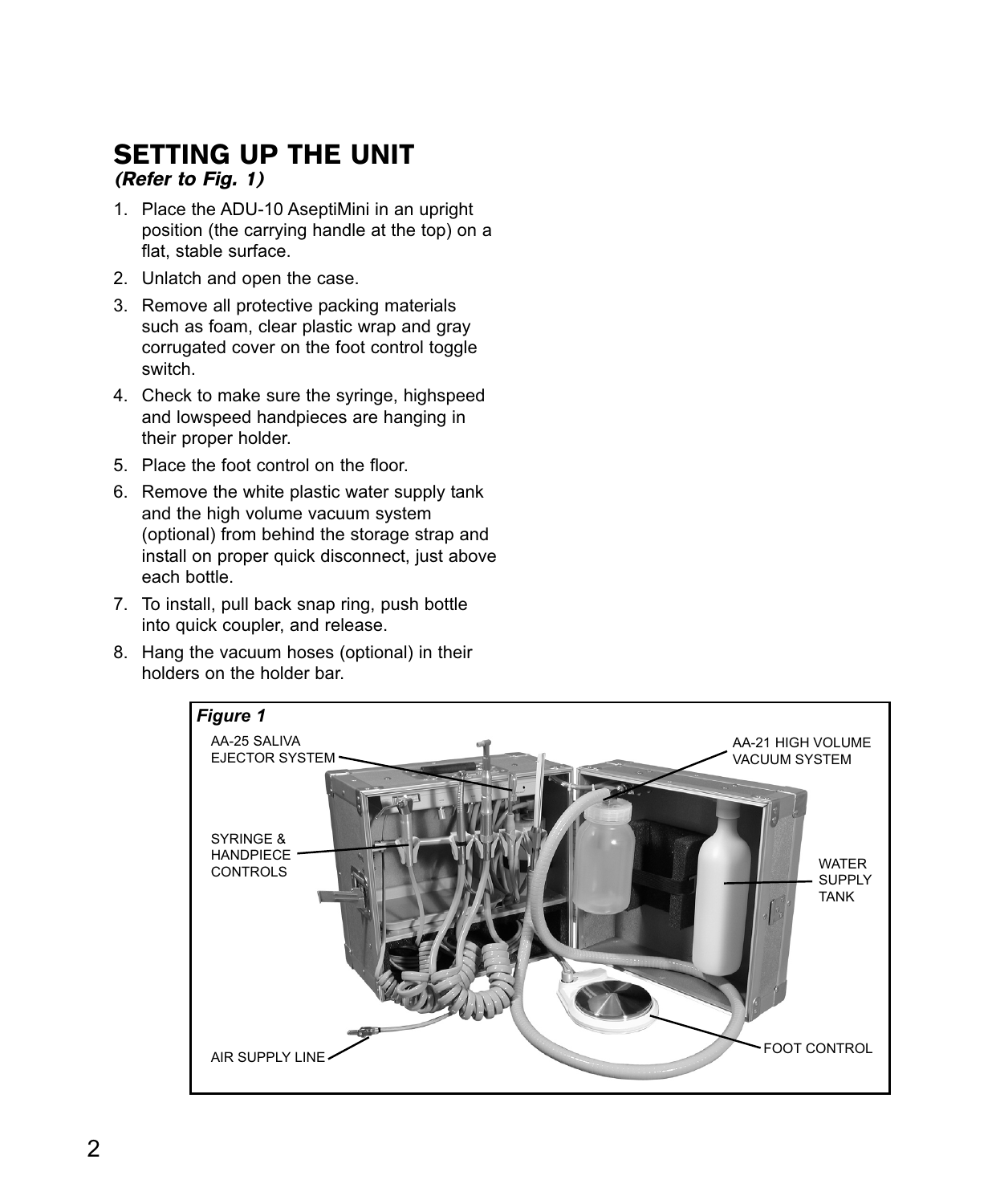## SETTING UP THE UNIT

***(Refer to Fig. 1)***

1. Place the ADU-10 AseptiMini in an upright position (the carrying handle at the top) on a flat, stable surface.
2. Unlatch and open the case.
3. Remove all protective packing materials such as foam, clear plastic wrap and gray corrugated cover on the foot control toggle switch.
4. Check to make sure the syringe, highspeed and lowspeed handpieces are hanging in their proper holder.
5. Place the foot control on the floor.
6. Remove the white plastic water supply tank and the high volume vacuum system (optional) from behind the storage strap and install on proper quick disconnect, just above each bottle.
7. To install, pull back snap ring, push bottle into quick coupler, and release.
8. Hang the vacuum hoses (optional) in their holders on the holder bar.

***Figure 1***

AA-25 SALIVA EJECTOR SYSTEM

AA-21 HIGH VOLUME VACUUM SYSTEM

SYRINGE & HANDPIECE CONTROLS

WATER SUPPLY TANK

AIR SUPPLY LINE

FOOT CONTROL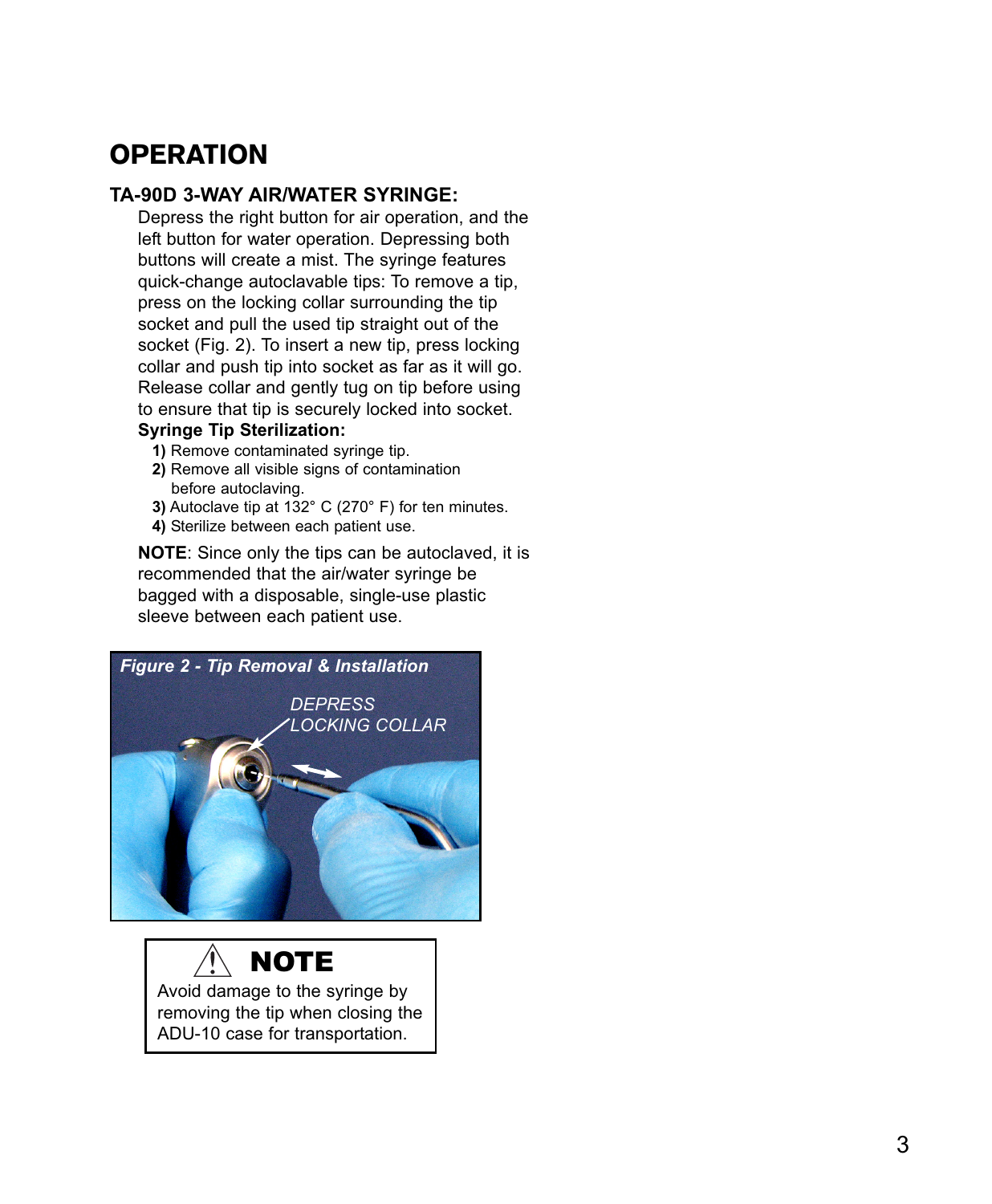# OPERATION

## TA-90D 3-WAY AIR/WATER SYRINGE:

Depress the right button for air operation, and the left button for water operation. Depressing both buttons will create a mist. The syringe features quick-change autoclavable tips: To remove a tip, press on the locking collar surrounding the tip socket and pull the used tip straight out of the socket (Fig. 2). To insert a new tip, press locking collar and push tip into socket as far as it will go. Release collar and gently tug on tip before using to ensure that tip is securely locked into socket.

**Syringe Tip Sterilization:**

**1)** Remove contaminated syringe tip.
**2)** Remove all visible signs of contamination before autoclaving.
**3)** Autoclave tip at 132° C (270° F) for ten minutes.
**4)** Sterilize between each patient use.

**NOTE**: Since only the tips can be autoclaved, it is recommended that the air/water syringe be bagged with a disposable, single-use plastic sleeve between each patient use.

***Figure 2 - Tip Removal & Installation***

*DEPRESS LOCKING COLLAR*

> ⚠ **NOTE**
>
> Avoid damage to the syringe by removing the tip when closing the ADU-10 case for transportation.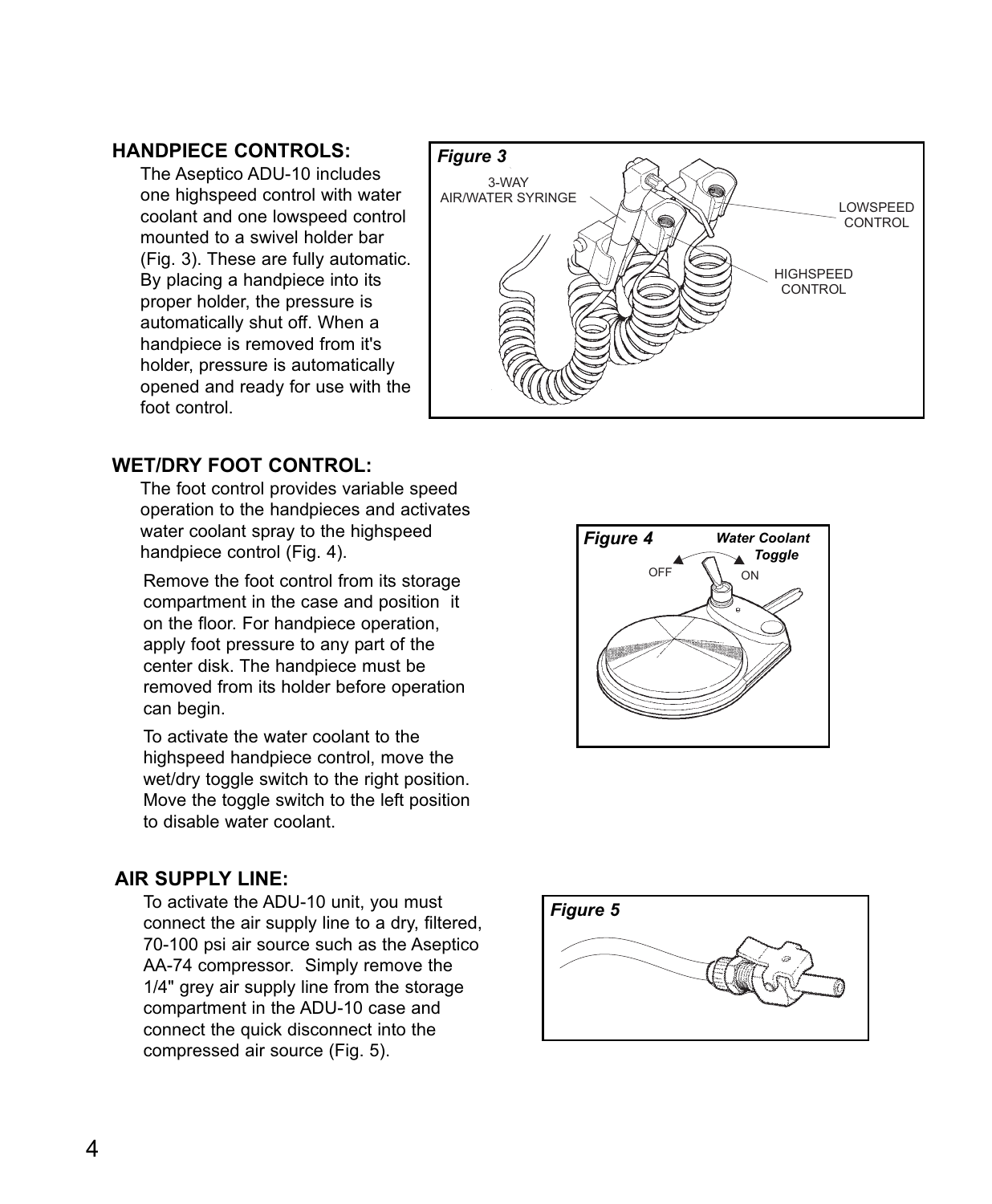## HANDPIECE CONTROLS:

The Aseptico ADU-10 includes one highspeed control with water coolant and one lowspeed control mounted to a swivel holder bar (Fig. 3). These are fully automatic. By placing a handpiece into its proper holder, the pressure is automatically shut off. When a handpiece is removed from it's holder, pressure is automatically opened and ready for use with the foot control.

***Figure 3***

3-WAY AIR/WATER SYRINGE

LOWSPEED CONTROL

HIGHSPEED CONTROL

## WET/DRY FOOT CONTROL:

The foot control provides variable speed operation to the handpieces and activates water coolant spray to the highspeed handpiece control (Fig. 4).

Remove the foot control from its storage compartment in the case and position it on the floor. For handpiece operation, apply foot pressure to any part of the center disk. The handpiece must be removed from its holder before operation can begin.

To activate the water coolant to the highspeed handpiece control, move the wet/dry toggle switch to the right position. Move the toggle switch to the left position to disable water coolant.

***Figure 4***

***Water Coolant Toggle***

OFF ON

## AIR SUPPLY LINE:

To activate the ADU-10 unit, you must connect the air supply line to a dry, filtered, 70-100 psi air source such as the Aseptico AA-74 compressor. Simply remove the 1/4" grey air supply line from the storage compartment in the ADU-10 case and connect the quick disconnect into the compressed air source (Fig. 5).

***Figure 5***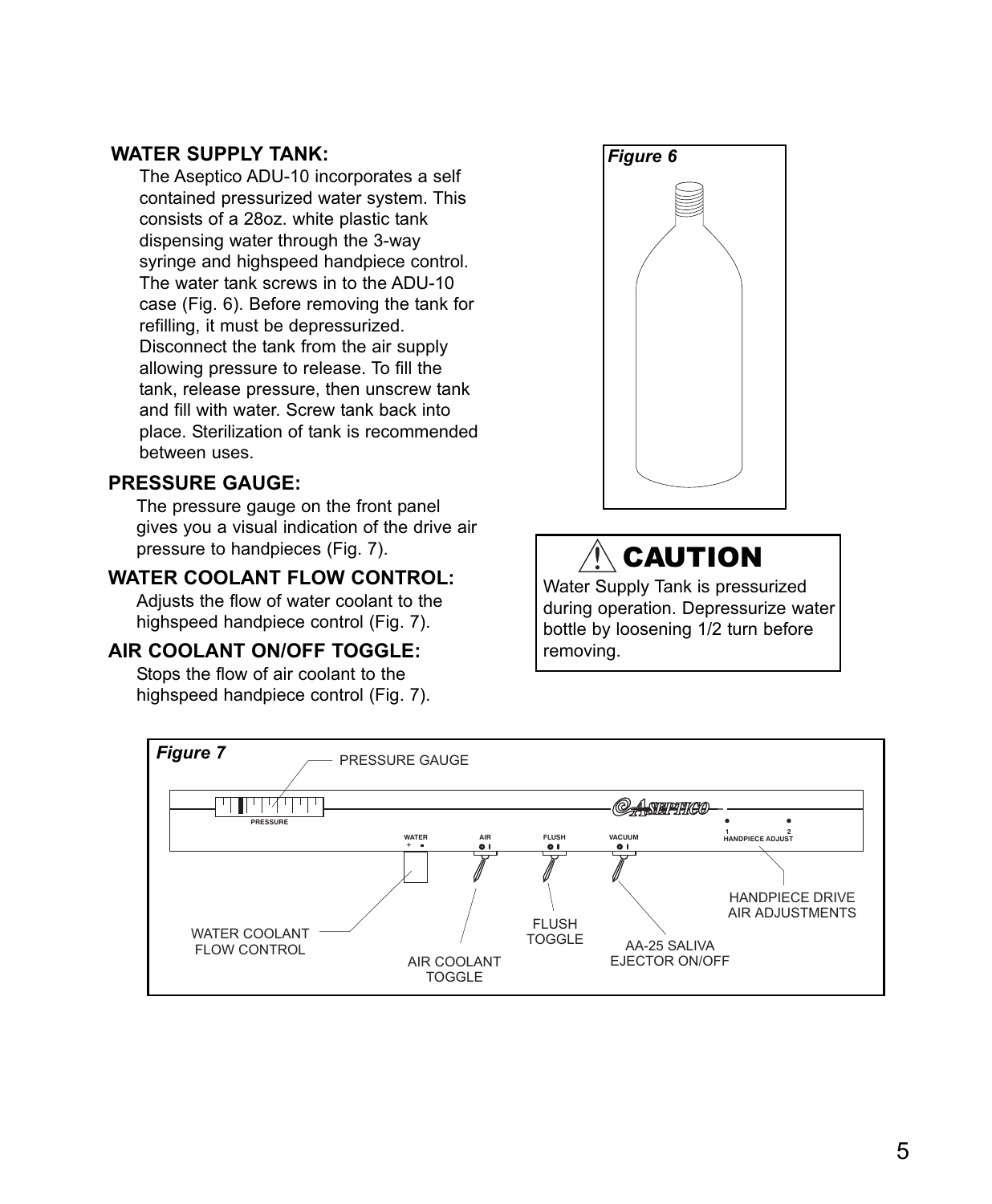## WATER SUPPLY TANK:

The Aseptico ADU-10 incorporates a self contained pressurized water system. This consists of a 28oz. white plastic tank dispensing water through the 3-way syringe and highspeed handpiece control. The water tank screws in to the ADU-10 case (Fig. 6). Before removing the tank for refilling, it must be depressurized. Disconnect the tank from the air supply allowing pressure to release. To fill the tank, release pressure, then unscrew tank and fill with water. Screw tank back into place. Sterilization of tank is recommended between uses.

## PRESSURE GAUGE:

The pressure gauge on the front panel gives you a visual indication of the drive air pressure to handpieces (Fig. 7).

## WATER COOLANT FLOW CONTROL:

Adjusts the flow of water coolant to the highspeed handpiece control (Fig. 7).

## AIR COOLANT ON/OFF TOGGLE:

Stops the flow of air coolant to the highspeed handpiece control (Fig. 7).

*Figure 6*

> **⚠ CAUTION**
>
> Water Supply Tank is pressurized during operation. Depressurize water bottle by loosening 1/2 turn before removing.

*Figure 7*

PRESSURE GAUGE
PRESSURE
WATER + -
AIR
FLUSH
VACUUM
1 2 HANDPIECE ADJUST
WATER COOLANT FLOW CONTROL
AIR COOLANT TOGGLE
FLUSH TOGGLE
AA-25 SALIVA EJECTOR ON/OFF
HANDPIECE DRIVE AIR ADJUSTMENTS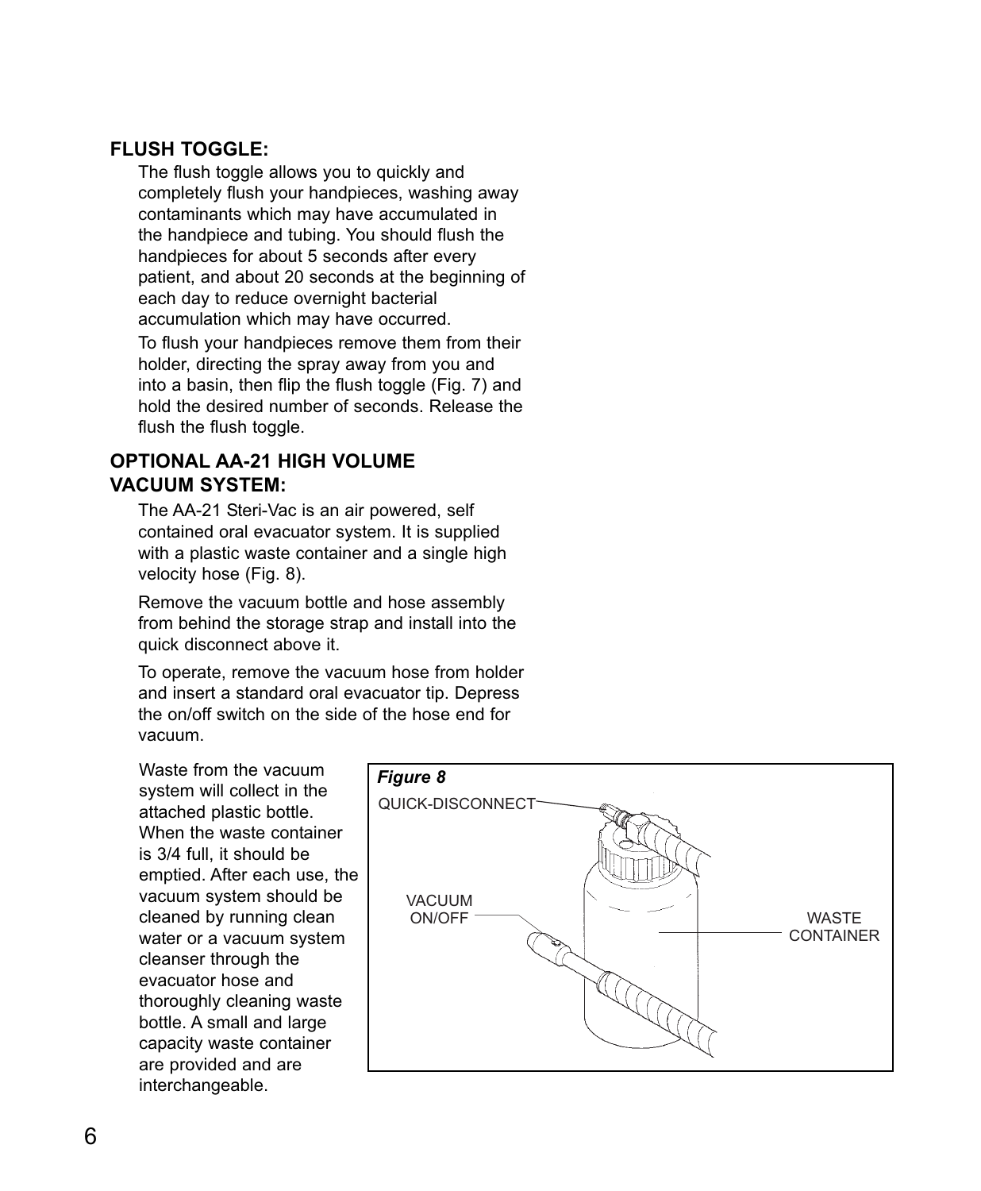## FLUSH TOGGLE:

The flush toggle allows you to quickly and completely flush your handpieces, washing away contaminants which may have accumulated in the handpiece and tubing. You should flush the handpieces for about 5 seconds after every patient, and about 20 seconds at the beginning of each day to reduce overnight bacterial accumulation which may have occurred.

To flush your handpieces remove them from their holder, directing the spray away from you and into a basin, then flip the flush toggle (Fig. 7) and hold the desired number of seconds. Release the flush the flush toggle.

## OPTIONAL AA-21 HIGH VOLUME VACUUM SYSTEM:

The AA-21 Steri-Vac is an air powered, self contained oral evacuator system. It is supplied with a plastic waste container and a single high velocity hose (Fig. 8).

Remove the vacuum bottle and hose assembly from behind the storage strap and install into the quick disconnect above it.

To operate, remove the vacuum hose from holder and insert a standard oral evacuator tip. Depress the on/off switch on the side of the hose end for vacuum.

Waste from the vacuum system will collect in the attached plastic bottle. When the waste container is 3/4 full, it should be emptied. After each use, the vacuum system should be cleaned by running clean water or a vacuum system cleanser through the evacuator hose and thoroughly cleaning waste bottle. A small and large capacity waste container are provided and are interchangeable.

*Figure 8*

QUICK-DISCONNECT

VACUUM ON/OFF

WASTE CONTAINER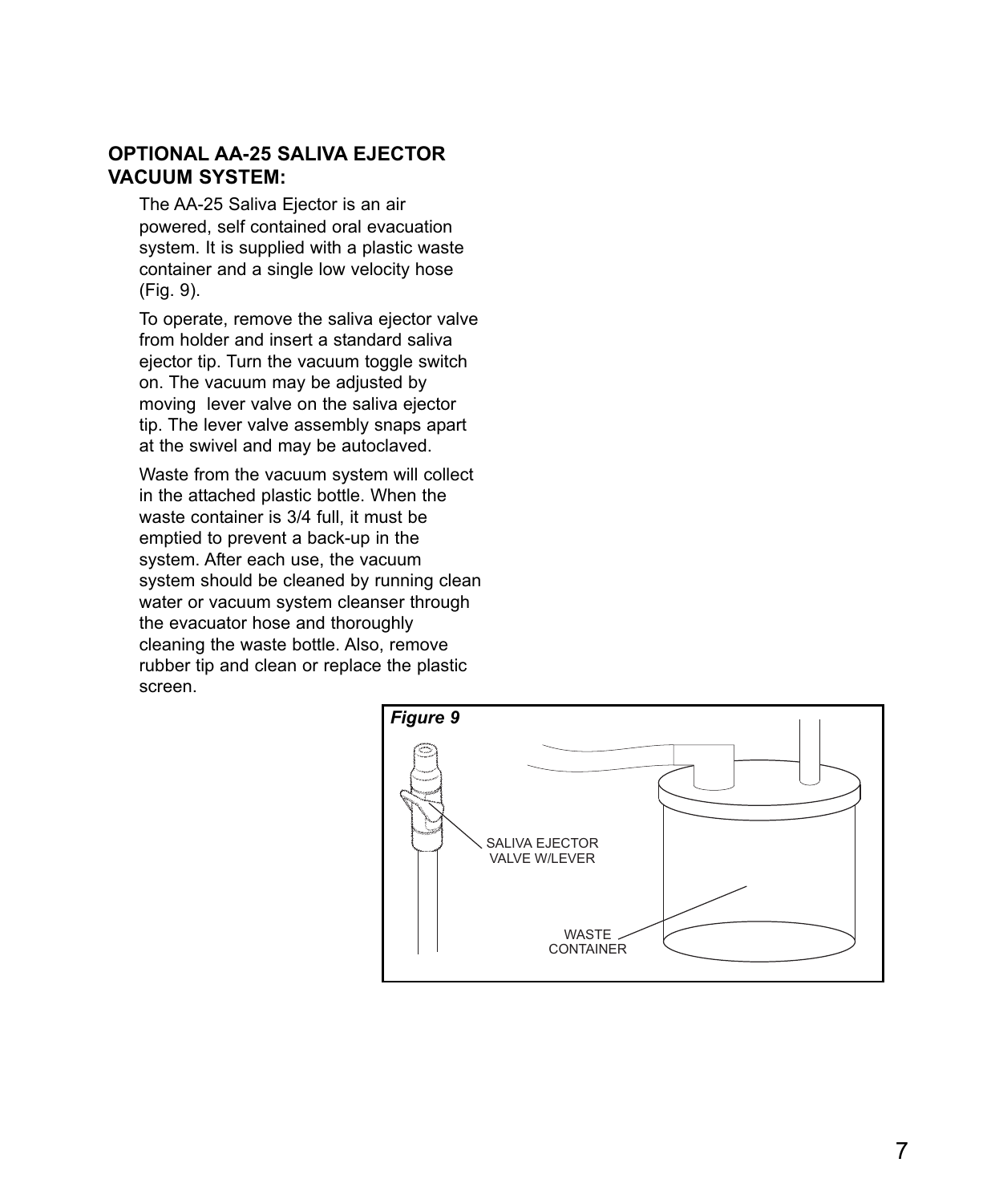## OPTIONAL AA-25 SALIVA EJECTOR VACUUM SYSTEM:

The AA-25 Saliva Ejector is an air powered, self contained oral evacuation system. It is supplied with a plastic waste container and a single low velocity hose (Fig. 9).

To operate, remove the saliva ejector valve from holder and insert a standard saliva ejector tip. Turn the vacuum toggle switch on. The vacuum may be adjusted by moving lever valve on the saliva ejector tip. The lever valve assembly snaps apart at the swivel and may be autoclaved.

Waste from the vacuum system will collect in the attached plastic bottle. When the waste container is 3/4 full, it must be emptied to prevent a back-up in the system. After each use, the vacuum system should be cleaned by running clean water or vacuum system cleanser through the evacuator hose and thoroughly cleaning the waste bottle. Also, remove rubber tip and clean or replace the plastic screen.

***Figure 9***

SALIVA EJECTOR VALVE W/LEVER

WASTE CONTAINER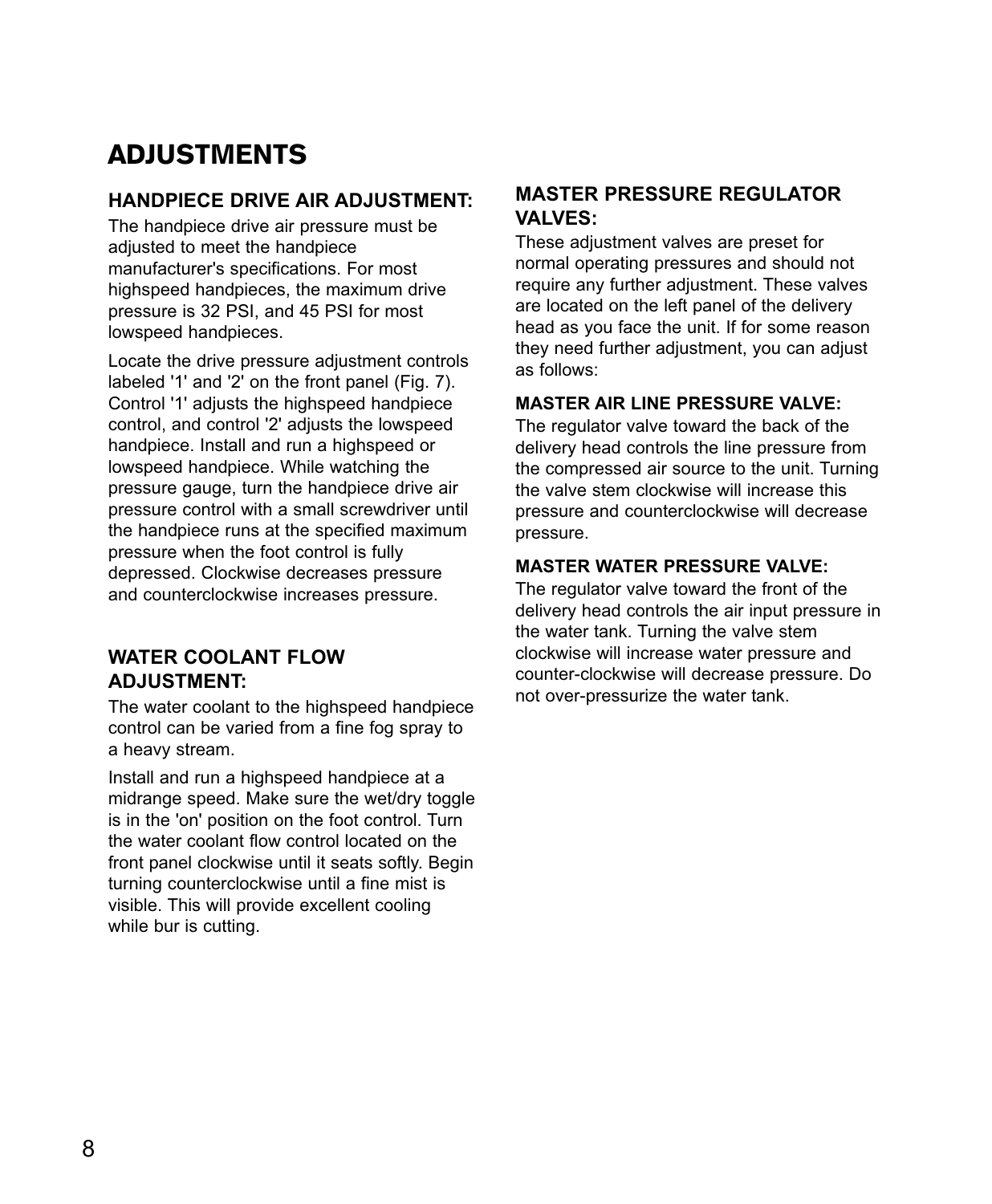# ADJUSTMENTS

## HANDPIECE DRIVE AIR ADJUSTMENT:

The handpiece drive air pressure must be adjusted to meet the handpiece manufacturer's specifications. For most highspeed handpieces, the maximum drive pressure is 32 PSI, and 45 PSI for most lowspeed handpieces.

Locate the drive pressure adjustment controls labeled '1' and '2' on the front panel (Fig. 7). Control '1' adjusts the highspeed handpiece control, and control '2' adjusts the lowspeed handpiece. Install and run a highspeed or lowspeed handpiece. While watching the pressure gauge, turn the handpiece drive air pressure control with a small screwdriver until the handpiece runs at the specified maximum pressure when the foot control is fully depressed. Clockwise decreases pressure and counterclockwise increases pressure.

## WATER COOLANT FLOW ADJUSTMENT:

The water coolant to the highspeed handpiece control can be varied from a fine fog spray to a heavy stream.

Install and run a highspeed handpiece at a midrange speed. Make sure the wet/dry toggle is in the 'on' position on the foot control. Turn the water coolant flow control located on the front panel clockwise until it seats softly. Begin turning counterclockwise until a fine mist is visible. This will provide excellent cooling while bur is cutting.

## MASTER PRESSURE REGULATOR VALVES:

These adjustment valves are preset for normal operating pressures and should not require any further adjustment. These valves are located on the left panel of the delivery head as you face the unit. If for some reason they need further adjustment, you can adjust as follows:

### MASTER AIR LINE PRESSURE VALVE:

The regulator valve toward the back of the delivery head controls the line pressure from the compressed air source to the unit. Turning the valve stem clockwise will increase this pressure and counterclockwise will decrease pressure.

### MASTER WATER PRESSURE VALVE:

The regulator valve toward the front of the delivery head controls the air input pressure in the water tank. Turning the valve stem clockwise will increase water pressure and counter-clockwise will decrease pressure. Do not over-pressurize the water tank.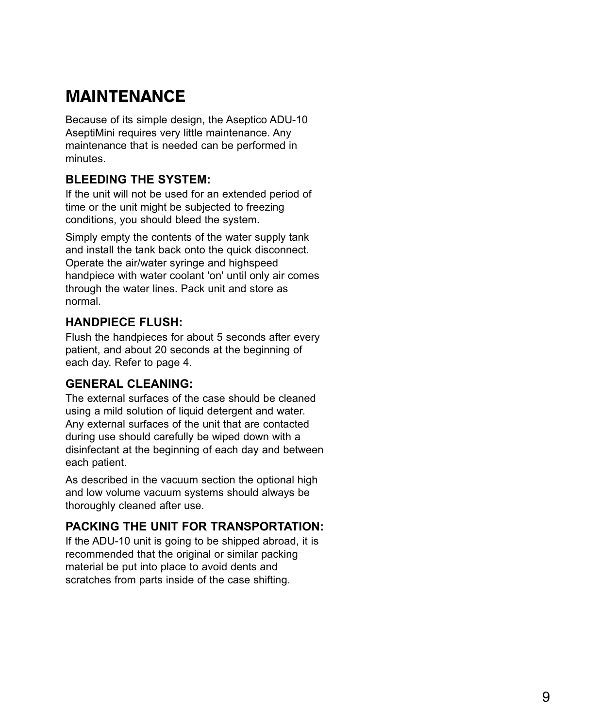# MAINTENANCE

Because of its simple design, the Aseptico ADU-10 AseptiMini requires very little maintenance. Any maintenance that is needed can be performed in minutes.

### BLEEDING THE SYSTEM:

If the unit will not be used for an extended period of time or the unit might be subjected to freezing conditions, you should bleed the system.

Simply empty the contents of the water supply tank and install the tank back onto the quick disconnect. Operate the air/water syringe and highspeed handpiece with water coolant 'on' until only air comes through the water lines. Pack unit and store as normal.

### HANDPIECE FLUSH:

Flush the handpieces for about 5 seconds after every patient, and about 20 seconds at the beginning of each day. Refer to page 4.

### GENERAL CLEANING:

The external surfaces of the case should be cleaned using a mild solution of liquid detergent and water. Any external surfaces of the unit that are contacted during use should carefully be wiped down with a disinfectant at the beginning of each day and between each patient.

As described in the vacuum section the optional high and low volume vacuum systems should always be thoroughly cleaned after use.

### PACKING THE UNIT FOR TRANSPORTATION:

If the ADU-10 unit is going to be shipped abroad, it is recommended that the original or similar packing material be put into place to avoid dents and scratches from parts inside of the case shifting.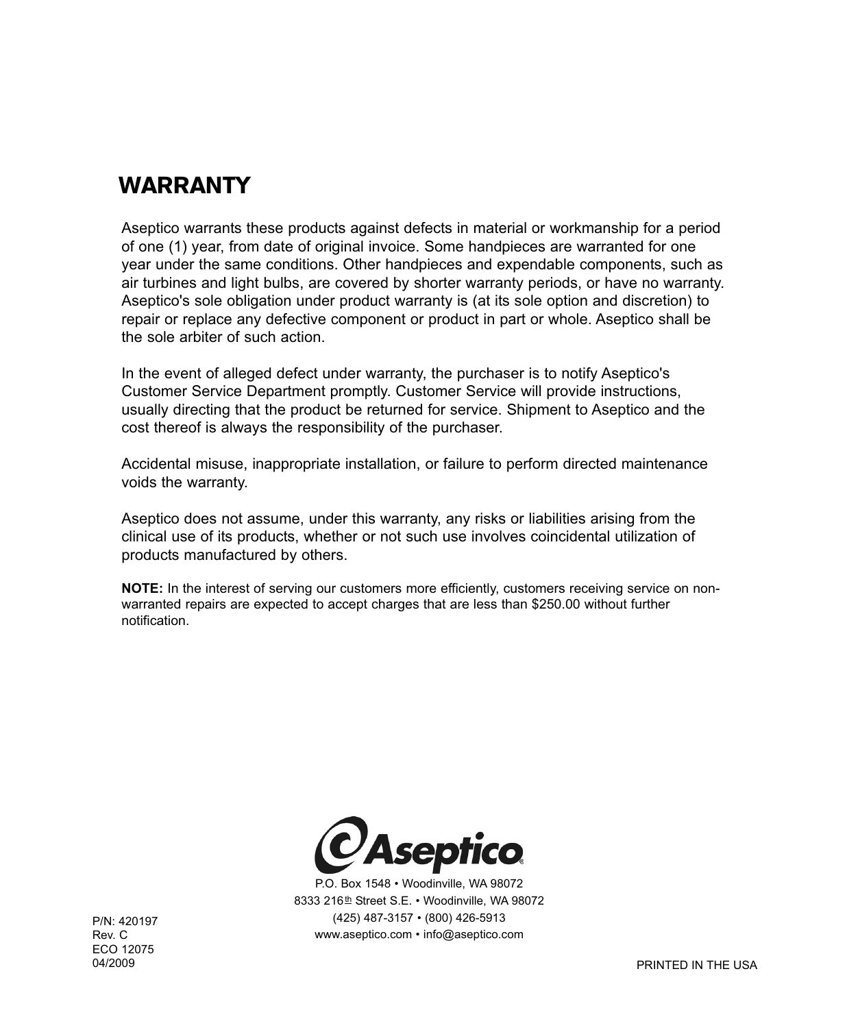# WARRANTY

Aseptico warrants these products against defects in material or workmanship for a period of one (1) year, from date of original invoice. Some handpieces are warranted for one year under the same conditions. Other handpieces and expendable components, such as air turbines and light bulbs, are covered by shorter warranty periods, or have no warranty. Aseptico's sole obligation under product warranty is (at its sole option and discretion) to repair or replace any defective component or product in part or whole. Aseptico shall be the sole arbiter of such action.

In the event of alleged defect under warranty, the purchaser is to notify Aseptico's Customer Service Department promptly. Customer Service will provide instructions, usually directing that the product be returned for service. Shipment to Aseptico and the cost thereof is always the responsibility of the purchaser.

Accidental misuse, inappropriate installation, or failure to perform directed maintenance voids the warranty.

Aseptico does not assume, under this warranty, any risks or liabilities arising from the clinical use of its products, whether or not such use involves coincidental utilization of products manufactured by others.

**NOTE:** In the interest of serving our customers more efficiently, customers receiving service on non-warranted repairs are expected to accept charges that are less than $250.00 without further notification.

Aseptico®

P.O. Box 1548 • Woodinville, WA 98072
8333 216th Street S.E. • Woodinville, WA 98072
(425) 487-3157 • (800) 426-5913
www.aseptico.com • info@aseptico.com

P/N: 420197
Rev. C
ECO 12075
04/2009

PRINTED IN THE USA